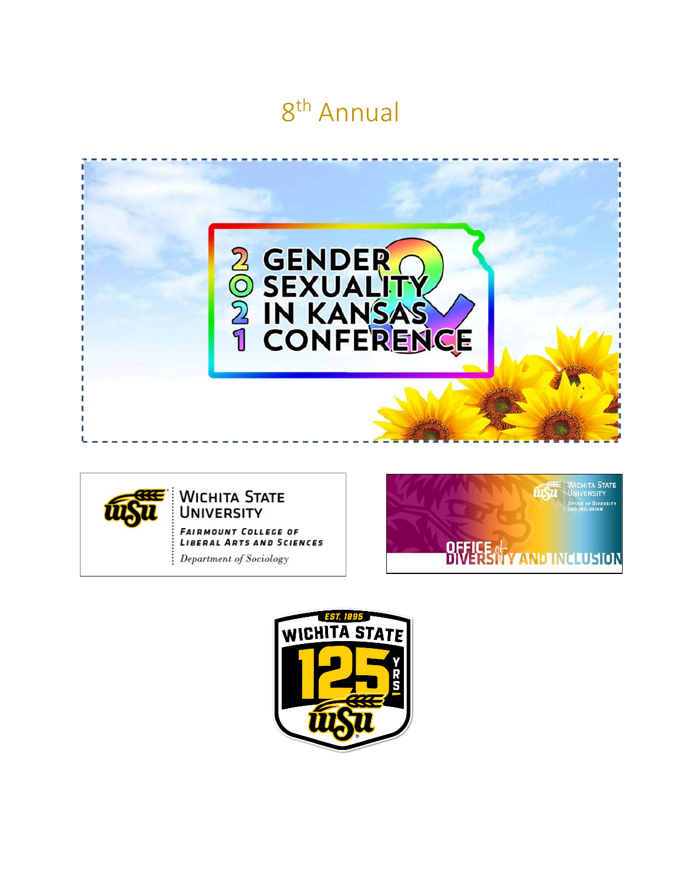8th Annual

# 2021 Gender & Sexuality in Kansas Conference

Wichita State University
Fairmount College of Liberal Arts and Sciences
Department of Sociology

Wichita State University
Office of Diversity and Inclusion

Wichita State
Est. 1895
125 Yrs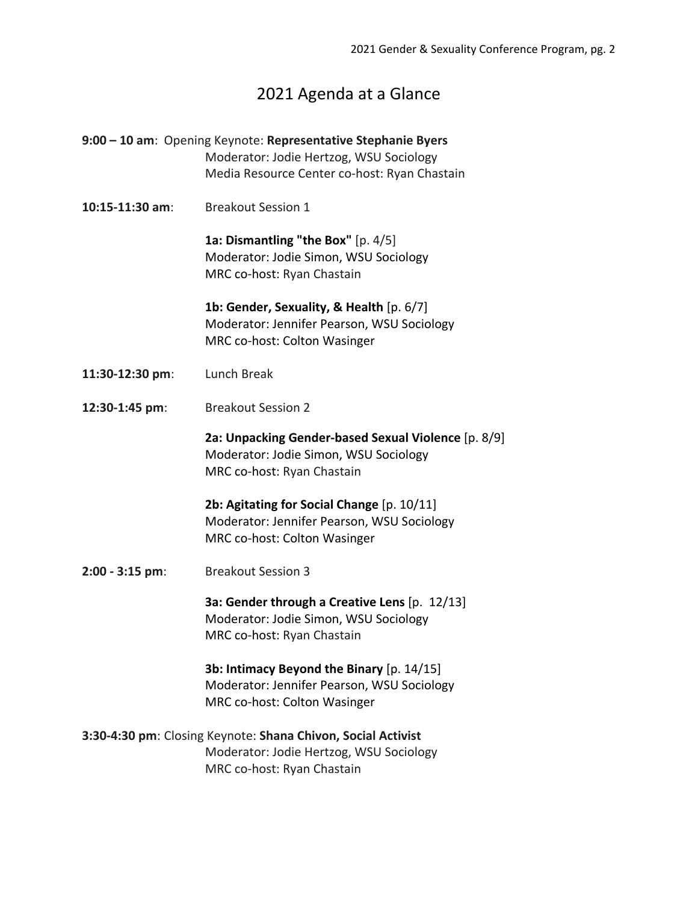# 2021 Agenda at a Glance

**9:00 – 10 am**: Opening Keynote: **Representative Stephanie Byers**
Moderator: Jodie Hertzog, WSU Sociology
Media Resource Center co-host: Ryan Chastain

**10:15-11:30 am**: Breakout Session 1

**1a: Dismantling "the Box"** [p. 4/5]
Moderator: Jodie Simon, WSU Sociology
MRC co-host: Ryan Chastain

**1b: Gender, Sexuality, & Health** [p. 6/7]
Moderator: Jennifer Pearson, WSU Sociology
MRC co-host: Colton Wasinger

**11:30-12:30 pm**: Lunch Break

**12:30-1:45 pm**: Breakout Session 2

**2a: Unpacking Gender-based Sexual Violence** [p. 8/9]
Moderator: Jodie Simon, WSU Sociology
MRC co-host: Ryan Chastain

**2b: Agitating for Social Change** [p. 10/11]
Moderator: Jennifer Pearson, WSU Sociology
MRC co-host: Colton Wasinger

**2:00 - 3:15 pm**: Breakout Session 3

**3a: Gender through a Creative Lens** [p. 12/13]
Moderator: Jodie Simon, WSU Sociology
MRC co-host: Ryan Chastain

**3b: Intimacy Beyond the Binary** [p. 14/15]
Moderator: Jennifer Pearson, WSU Sociology
MRC co-host: Colton Wasinger

**3:30-4:30 pm**: Closing Keynote: **Shana Chivon, Social Activist**
Moderator: Jodie Hertzog, WSU Sociology
MRC co-host: Ryan Chastain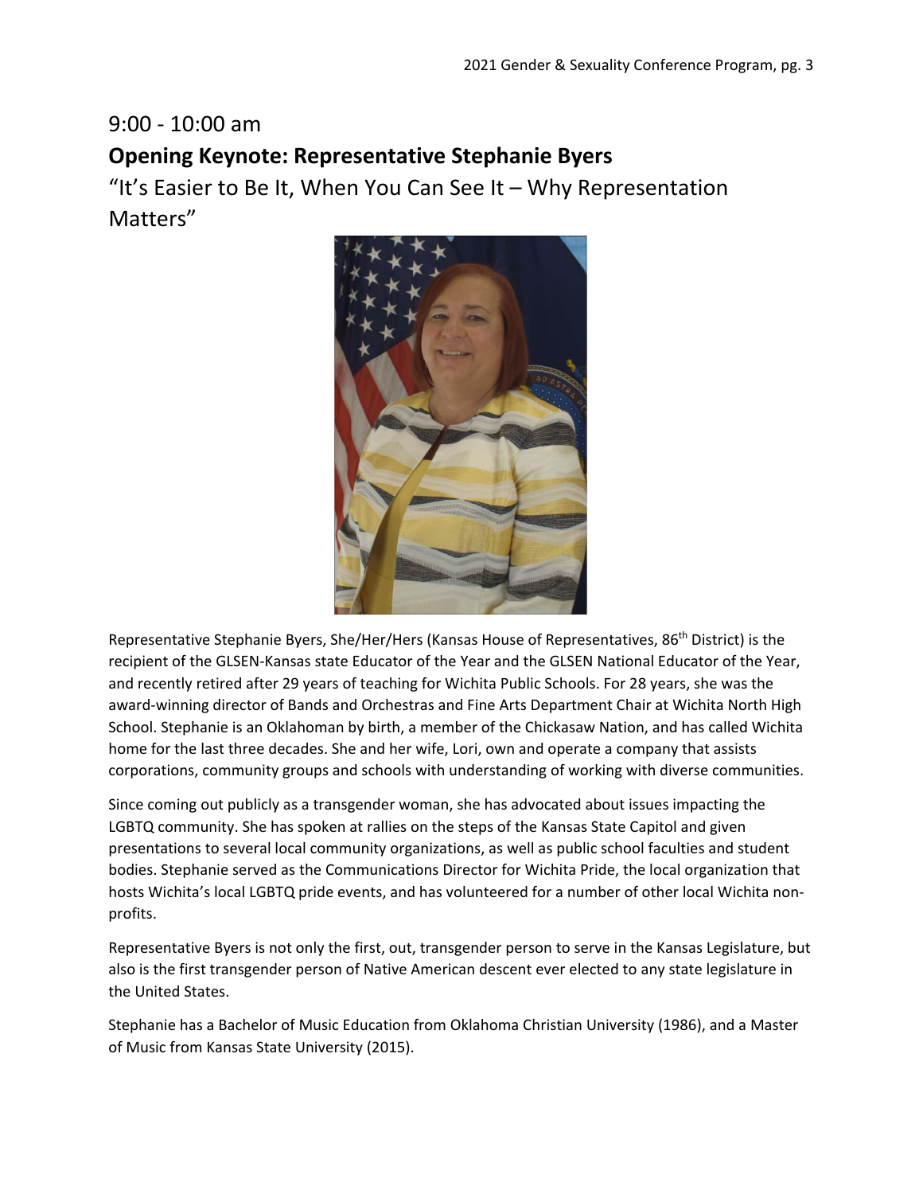9:00 - 10:00 am

## Opening Keynote: Representative Stephanie Byers

"It's Easier to Be It, When You Can See It – Why Representation Matters"

Representative Stephanie Byers, She/Her/Hers (Kansas House of Representatives, 86th District) is the recipient of the GLSEN-Kansas state Educator of the Year and the GLSEN National Educator of the Year, and recently retired after 29 years of teaching for Wichita Public Schools. For 28 years, she was the award-winning director of Bands and Orchestras and Fine Arts Department Chair at Wichita North High School. Stephanie is an Oklahoman by birth, a member of the Chickasaw Nation, and has called Wichita home for the last three decades. She and her wife, Lori, own and operate a company that assists corporations, community groups and schools with understanding of working with diverse communities.

Since coming out publicly as a transgender woman, she has advocated about issues impacting the LGBTQ community. She has spoken at rallies on the steps of the Kansas State Capitol and given presentations to several local community organizations, as well as public school faculties and student bodies. Stephanie served as the Communications Director for Wichita Pride, the local organization that hosts Wichita's local LGBTQ pride events, and has volunteered for a number of other local Wichita non-profits.

Representative Byers is not only the first, out, transgender person to serve in the Kansas Legislature, but also is the first transgender person of Native American descent ever elected to any state legislature in the United States.

Stephanie has a Bachelor of Music Education from Oklahoma Christian University (1986), and a Master of Music from Kansas State University (2015).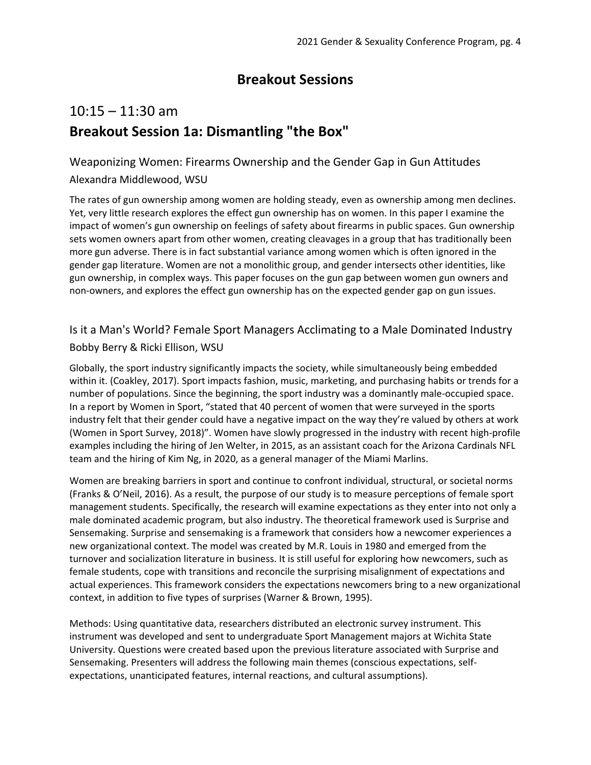# Breakout Sessions

## 10:15 – 11:30 am

## **Breakout Session 1a: Dismantling "the Box"**

### Weaponizing Women: Firearms Ownership and the Gender Gap in Gun Attitudes

Alexandra Middlewood, WSU

The rates of gun ownership among women are holding steady, even as ownership among men declines. Yet, very little research explores the effect gun ownership has on women. In this paper I examine the impact of women's gun ownership on feelings of safety about firearms in public spaces. Gun ownership sets women owners apart from other women, creating cleavages in a group that has traditionally been more gun adverse. There is in fact substantial variance among women which is often ignored in the gender gap literature. Women are not a monolithic group, and gender intersects other identities, like gun ownership, in complex ways. This paper focuses on the gun gap between women gun owners and non-owners, and explores the effect gun ownership has on the expected gender gap on gun issues.

### Is it a Man's World? Female Sport Managers Acclimating to a Male Dominated Industry

Bobby Berry & Ricki Ellison, WSU

Globally, the sport industry significantly impacts the society, while simultaneously being embedded within it. (Coakley, 2017). Sport impacts fashion, music, marketing, and purchasing habits or trends for a number of populations. Since the beginning, the sport industry was a dominantly male-occupied space. In a report by Women in Sport, "stated that 40 percent of women that were surveyed in the sports industry felt that their gender could have a negative impact on the way they're valued by others at work (Women in Sport Survey, 2018)". Women have slowly progressed in the industry with recent high-profile examples including the hiring of Jen Welter, in 2015, as an assistant coach for the Arizona Cardinals NFL team and the hiring of Kim Ng, in 2020, as a general manager of the Miami Marlins.

Women are breaking barriers in sport and continue to confront individual, structural, or societal norms (Franks & O'Neil, 2016). As a result, the purpose of our study is to measure perceptions of female sport management students. Specifically, the research will examine expectations as they enter into not only a male dominated academic program, but also industry. The theoretical framework used is Surprise and Sensemaking. Surprise and sensemaking is a framework that considers how a newcomer experiences a new organizational context. The model was created by M.R. Louis in 1980 and emerged from the turnover and socialization literature in business. It is still useful for exploring how newcomers, such as female students, cope with transitions and reconcile the surprising misalignment of expectations and actual experiences. This framework considers the expectations newcomers bring to a new organizational context, in addition to five types of surprises (Warner & Brown, 1995).

Methods: Using quantitative data, researchers distributed an electronic survey instrument. This instrument was developed and sent to undergraduate Sport Management majors at Wichita State University. Questions were created based upon the previous literature associated with Surprise and Sensemaking. Presenters will address the following main themes (conscious expectations, self-expectations, unanticipated features, internal reactions, and cultural assumptions).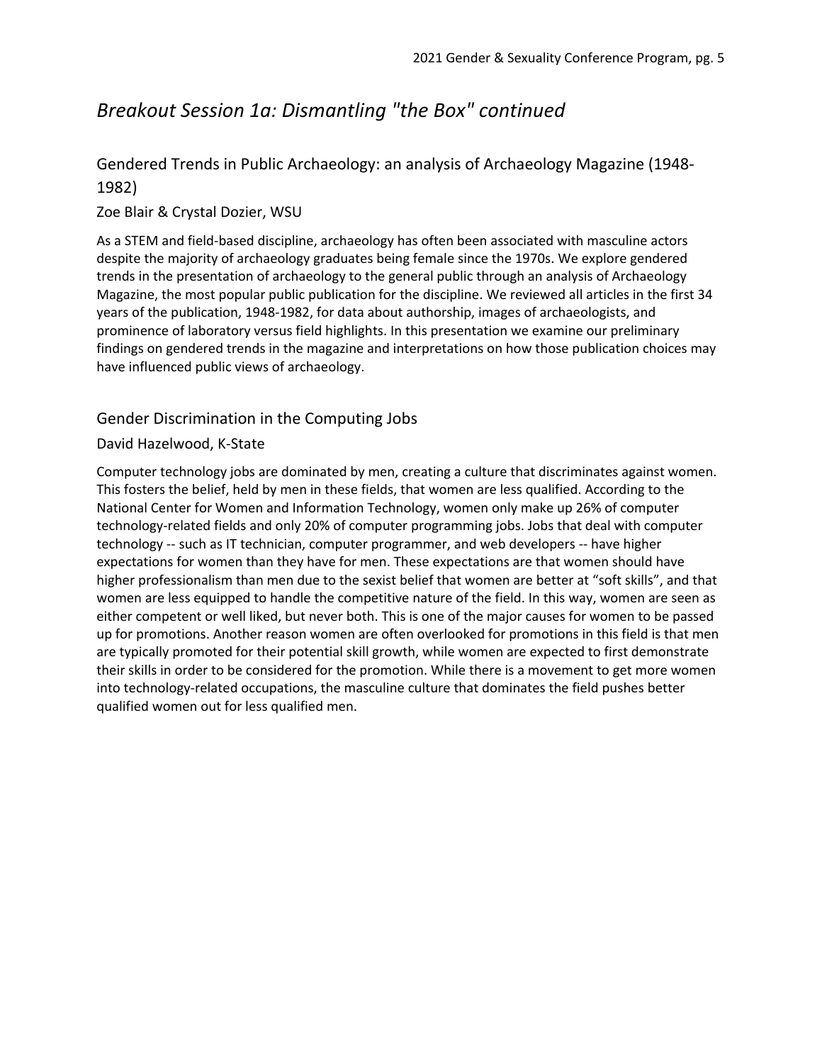# *Breakout Session 1a: Dismantling "the Box" continued*

## Gendered Trends in Public Archaeology: an analysis of Archaeology Magazine (1948-1982)

### Zoe Blair & Crystal Dozier, WSU

As a STEM and field-based discipline, archaeology has often been associated with masculine actors despite the majority of archaeology graduates being female since the 1970s. We explore gendered trends in the presentation of archaeology to the general public through an analysis of Archaeology Magazine, the most popular public publication for the discipline. We reviewed all articles in the first 34 years of the publication, 1948-1982, for data about authorship, images of archaeologists, and prominence of laboratory versus field highlights. In this presentation we examine our preliminary findings on gendered trends in the magazine and interpretations on how those publication choices may have influenced public views of archaeology.

## Gender Discrimination in the Computing Jobs

### David Hazelwood, K-State

Computer technology jobs are dominated by men, creating a culture that discriminates against women. This fosters the belief, held by men in these fields, that women are less qualified. According to the National Center for Women and Information Technology, women only make up 26% of computer technology-related fields and only 20% of computer programming jobs. Jobs that deal with computer technology -- such as IT technician, computer programmer, and web developers -- have higher expectations for women than they have for men. These expectations are that women should have higher professionalism than men due to the sexist belief that women are better at "soft skills", and that women are less equipped to handle the competitive nature of the field. In this way, women are seen as either competent or well liked, but never both. This is one of the major causes for women to be passed up for promotions. Another reason women are often overlooked for promotions in this field is that men are typically promoted for their potential skill growth, while women are expected to first demonstrate their skills in order to be considered for the promotion. While there is a movement to get more women into technology-related occupations, the masculine culture that dominates the field pushes better qualified women out for less qualified men.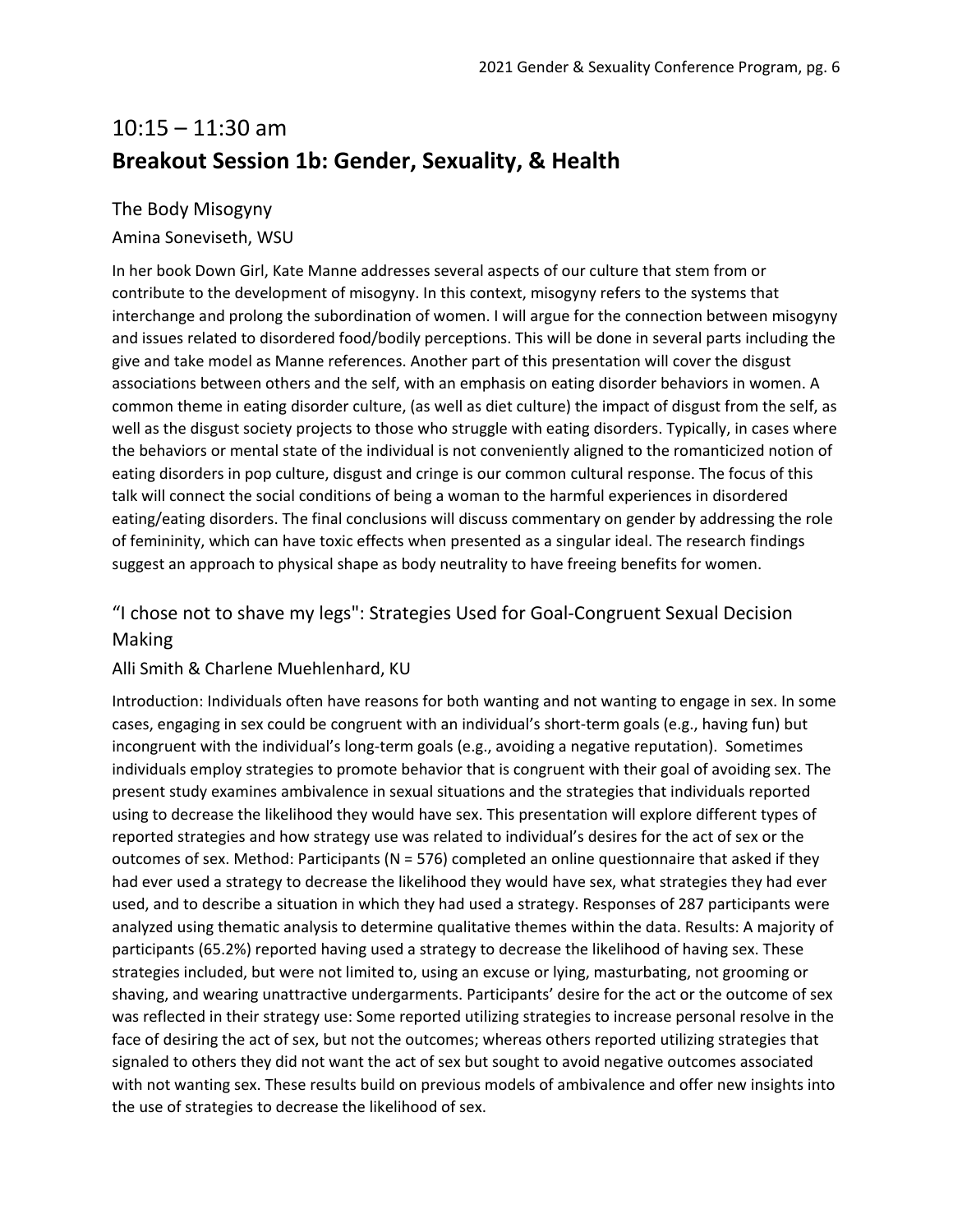# 10:15 – 11:30 am

## Breakout Session 1b: Gender, Sexuality, & Health

### The Body Misogyny

Amina Soneviseth, WSU

In her book Down Girl, Kate Manne addresses several aspects of our culture that stem from or contribute to the development of misogyny. In this context, misogyny refers to the systems that interchange and prolong the subordination of women. I will argue for the connection between misogyny and issues related to disordered food/bodily perceptions. This will be done in several parts including the give and take model as Manne references. Another part of this presentation will cover the disgust associations between others and the self, with an emphasis on eating disorder behaviors in women. A common theme in eating disorder culture, (as well as diet culture) the impact of disgust from the self, as well as the disgust society projects to those who struggle with eating disorders. Typically, in cases where the behaviors or mental state of the individual is not conveniently aligned to the romanticized notion of eating disorders in pop culture, disgust and cringe is our common cultural response. The focus of this talk will connect the social conditions of being a woman to the harmful experiences in disordered eating/eating disorders. The final conclusions will discuss commentary on gender by addressing the role of femininity, which can have toxic effects when presented as a singular ideal. The research findings suggest an approach to physical shape as body neutrality to have freeing benefits for women.

### "I chose not to shave my legs": Strategies Used for Goal-Congruent Sexual Decision Making

Alli Smith & Charlene Muehlenhard, KU

Introduction: Individuals often have reasons for both wanting and not wanting to engage in sex. In some cases, engaging in sex could be congruent with an individual's short-term goals (e.g., having fun) but incongruent with the individual's long-term goals (e.g., avoiding a negative reputation). Sometimes individuals employ strategies to promote behavior that is congruent with their goal of avoiding sex. The present study examines ambivalence in sexual situations and the strategies that individuals reported using to decrease the likelihood they would have sex. This presentation will explore different types of reported strategies and how strategy use was related to individual's desires for the act of sex or the outcomes of sex. Method: Participants (N = 576) completed an online questionnaire that asked if they had ever used a strategy to decrease the likelihood they would have sex, what strategies they had ever used, and to describe a situation in which they had used a strategy. Responses of 287 participants were analyzed using thematic analysis to determine qualitative themes within the data. Results: A majority of participants (65.2%) reported having used a strategy to decrease the likelihood of having sex. These strategies included, but were not limited to, using an excuse or lying, masturbating, not grooming or shaving, and wearing unattractive undergarments. Participants' desire for the act or the outcome of sex was reflected in their strategy use: Some reported utilizing strategies to increase personal resolve in the face of desiring the act of sex, but not the outcomes; whereas others reported utilizing strategies that signaled to others they did not want the act of sex but sought to avoid negative outcomes associated with not wanting sex. These results build on previous models of ambivalence and offer new insights into the use of strategies to decrease the likelihood of sex.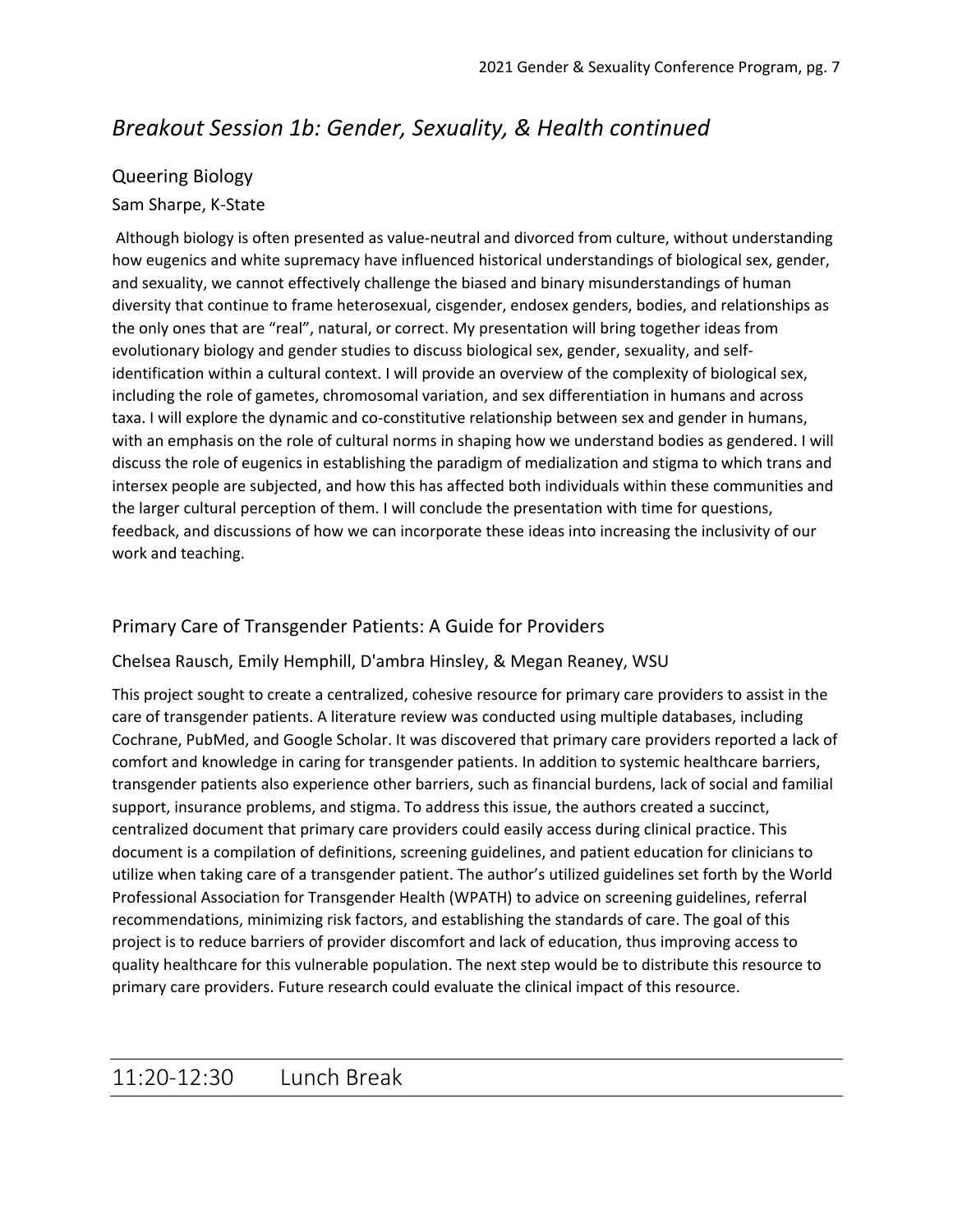## *Breakout Session 1b: Gender, Sexuality, & Health continued*

### Queering Biology

Sam Sharpe, K-State

Although biology is often presented as value-neutral and divorced from culture, without understanding how eugenics and white supremacy have influenced historical understandings of biological sex, gender, and sexuality, we cannot effectively challenge the biased and binary misunderstandings of human diversity that continue to frame heterosexual, cisgender, endosex genders, bodies, and relationships as the only ones that are "real", natural, or correct. My presentation will bring together ideas from evolutionary biology and gender studies to discuss biological sex, gender, sexuality, and self-identification within a cultural context. I will provide an overview of the complexity of biological sex, including the role of gametes, chromosomal variation, and sex differentiation in humans and across taxa. I will explore the dynamic and co-constitutive relationship between sex and gender in humans, with an emphasis on the role of cultural norms in shaping how we understand bodies as gendered. I will discuss the role of eugenics in establishing the paradigm of medialization and stigma to which trans and intersex people are subjected, and how this has affected both individuals within these communities and the larger cultural perception of them. I will conclude the presentation with time for questions, feedback, and discussions of how we can incorporate these ideas into increasing the inclusivity of our work and teaching.

### Primary Care of Transgender Patients: A Guide for Providers

Chelsea Rausch, Emily Hemphill, D'ambra Hinsley, & Megan Reaney, WSU

This project sought to create a centralized, cohesive resource for primary care providers to assist in the care of transgender patients. A literature review was conducted using multiple databases, including Cochrane, PubMed, and Google Scholar. It was discovered that primary care providers reported a lack of comfort and knowledge in caring for transgender patients. In addition to systemic healthcare barriers, transgender patients also experience other barriers, such as financial burdens, lack of social and familial support, insurance problems, and stigma. To address this issue, the authors created a succinct, centralized document that primary care providers could easily access during clinical practice. This document is a compilation of definitions, screening guidelines, and patient education for clinicians to utilize when taking care of a transgender patient. The author's utilized guidelines set forth by the World Professional Association for Transgender Health (WPATH) to advice on screening guidelines, referral recommendations, minimizing risk factors, and establishing the standards of care. The goal of this project is to reduce barriers of provider discomfort and lack of education, thus improving access to quality healthcare for this vulnerable population. The next step would be to distribute this resource to primary care providers. Future research could evaluate the clinical impact of this resource.

## 11:20-12:30 Lunch Break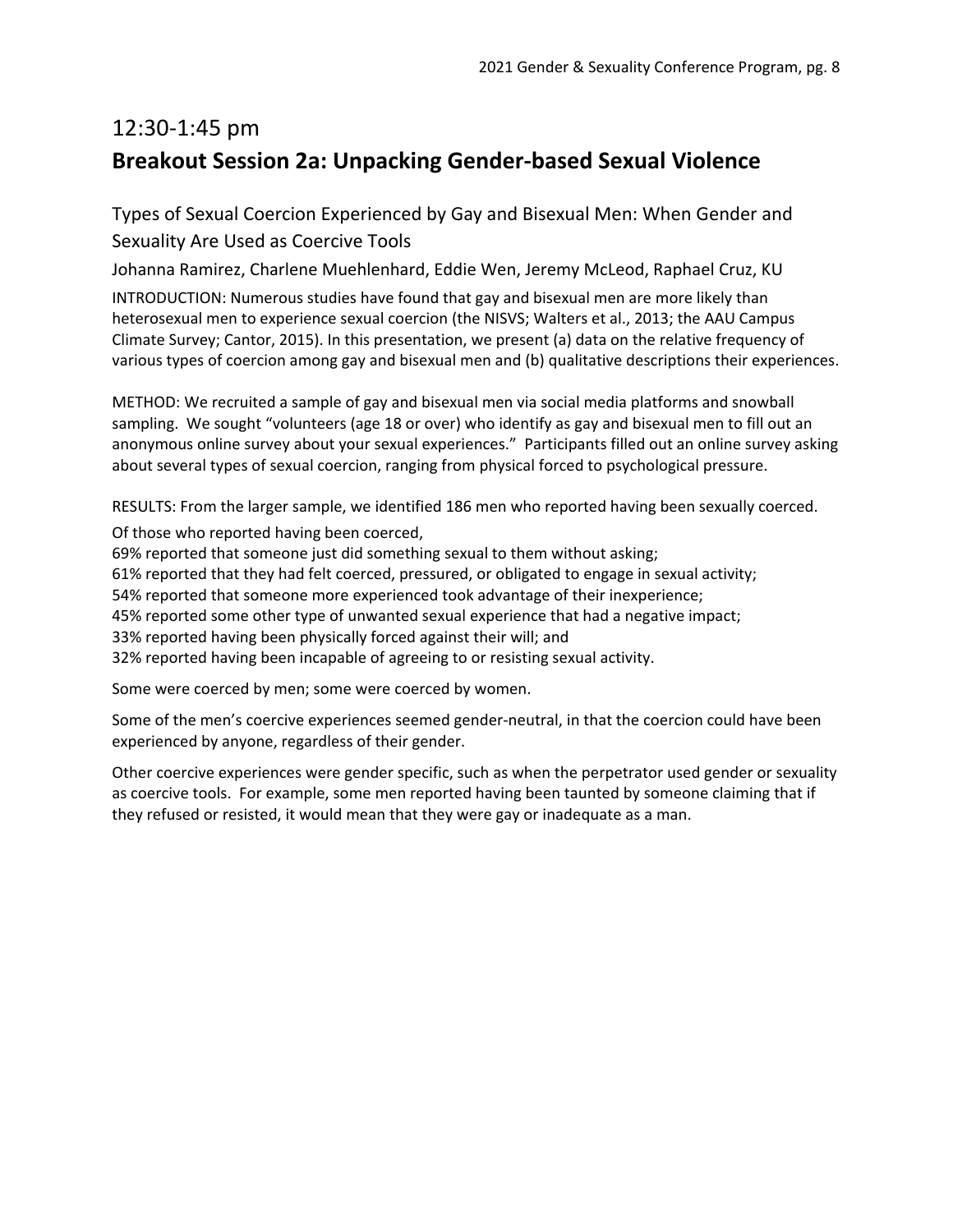## 12:30-1:45 pm

## Breakout Session 2a: Unpacking Gender-based Sexual Violence

### Types of Sexual Coercion Experienced by Gay and Bisexual Men: When Gender and Sexuality Are Used as Coercive Tools

Johanna Ramirez, Charlene Muehlenhard, Eddie Wen, Jeremy McLeod, Raphael Cruz, KU

INTRODUCTION: Numerous studies have found that gay and bisexual men are more likely than heterosexual men to experience sexual coercion (the NISVS; Walters et al., 2013; the AAU Campus Climate Survey; Cantor, 2015). In this presentation, we present (a) data on the relative frequency of various types of coercion among gay and bisexual men and (b) qualitative descriptions their experiences.

METHOD: We recruited a sample of gay and bisexual men via social media platforms and snowball sampling. We sought "volunteers (age 18 or over) who identify as gay and bisexual men to fill out an anonymous online survey about your sexual experiences." Participants filled out an online survey asking about several types of sexual coercion, ranging from physical forced to psychological pressure.

RESULTS: From the larger sample, we identified 186 men who reported having been sexually coerced.

Of those who reported having been coerced,
69% reported that someone just did something sexual to them without asking;
61% reported that they had felt coerced, pressured, or obligated to engage in sexual activity;
54% reported that someone more experienced took advantage of their inexperience;
45% reported some other type of unwanted sexual experience that had a negative impact;
33% reported having been physically forced against their will; and
32% reported having been incapable of agreeing to or resisting sexual activity.

Some were coerced by men; some were coerced by women.

Some of the men's coercive experiences seemed gender-neutral, in that the coercion could have been experienced by anyone, regardless of their gender.

Other coercive experiences were gender specific, such as when the perpetrator used gender or sexuality as coercive tools. For example, some men reported having been taunted by someone claiming that if they refused or resisted, it would mean that they were gay or inadequate as a man.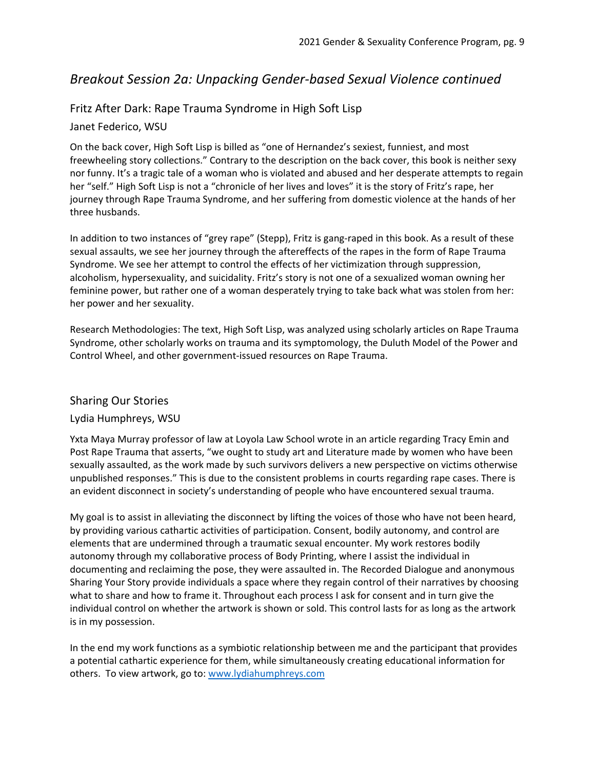## *Breakout Session 2a: Unpacking Gender-based Sexual Violence continued*

### Fritz After Dark: Rape Trauma Syndrome in High Soft Lisp

Janet Federico, WSU

On the back cover, High Soft Lisp is billed as "one of Hernandez's sexiest, funniest, and most freewheeling story collections." Contrary to the description on the back cover, this book is neither sexy nor funny. It's a tragic tale of a woman who is violated and abused and her desperate attempts to regain her "self." High Soft Lisp is not a "chronicle of her lives and loves" it is the story of Fritz's rape, her journey through Rape Trauma Syndrome, and her suffering from domestic violence at the hands of her three husbands.

In addition to two instances of "grey rape" (Stepp), Fritz is gang-raped in this book. As a result of these sexual assaults, we see her journey through the aftereffects of the rapes in the form of Rape Trauma Syndrome. We see her attempt to control the effects of her victimization through suppression, alcoholism, hypersexuality, and suicidality. Fritz's story is not one of a sexualized woman owning her feminine power, but rather one of a woman desperately trying to take back what was stolen from her: her power and her sexuality.

Research Methodologies: The text, High Soft Lisp, was analyzed using scholarly articles on Rape Trauma Syndrome, other scholarly works on trauma and its symptomology, the Duluth Model of the Power and Control Wheel, and other government-issued resources on Rape Trauma.

### Sharing Our Stories

Lydia Humphreys, WSU

Yxta Maya Murray professor of law at Loyola Law School wrote in an article regarding Tracy Emin and Post Rape Trauma that asserts, "we ought to study art and Literature made by women who have been sexually assaulted, as the work made by such survivors delivers a new perspective on victims otherwise unpublished responses." This is due to the consistent problems in courts regarding rape cases. There is an evident disconnect in society's understanding of people who have encountered sexual trauma.

My goal is to assist in alleviating the disconnect by lifting the voices of those who have not been heard, by providing various cathartic activities of participation. Consent, bodily autonomy, and control are elements that are undermined through a traumatic sexual encounter. My work restores bodily autonomy through my collaborative process of Body Printing, where I assist the individual in documenting and reclaiming the pose, they were assaulted in. The Recorded Dialogue and anonymous Sharing Your Story provide individuals a space where they regain control of their narratives by choosing what to share and how to frame it. Throughout each process I ask for consent and in turn give the individual control on whether the artwork is shown or sold. This control lasts for as long as the artwork is in my possession.

In the end my work functions as a symbiotic relationship between me and the participant that provides a potential cathartic experience for them, while simultaneously creating educational information for others. To view artwork, go to: [www.lydiahumphreys.com](http://www.lydiahumphreys.com)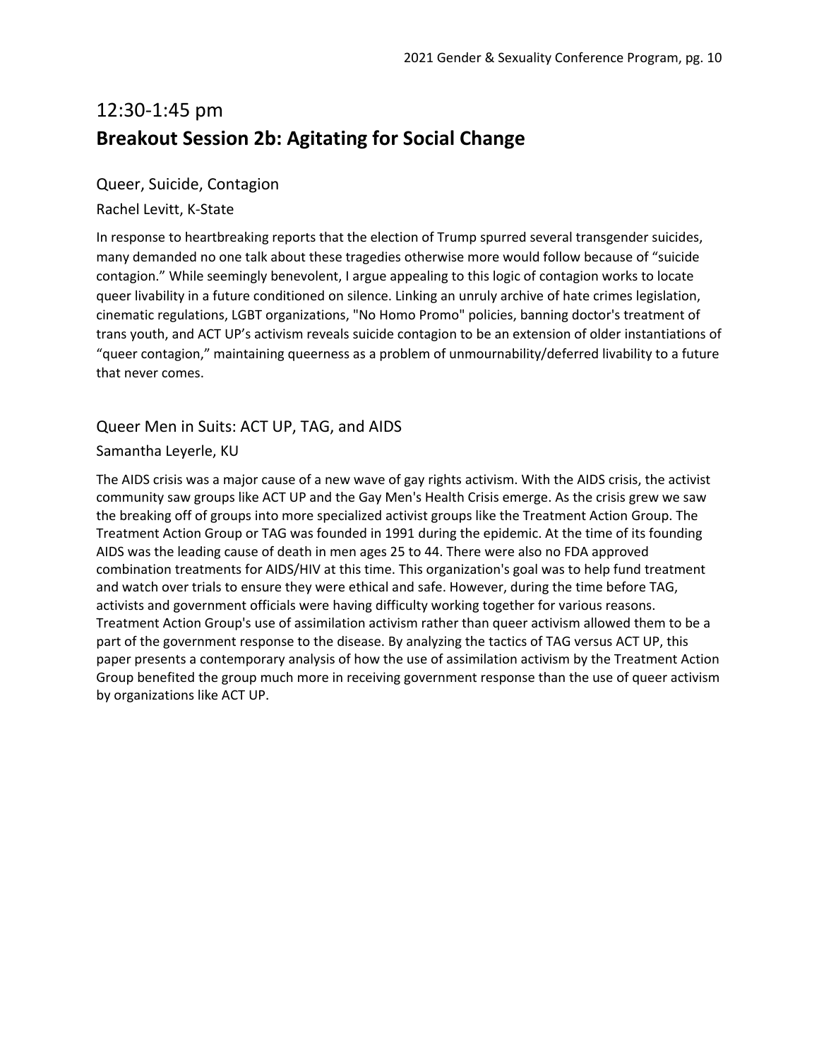## 12:30-1:45 pm

## Breakout Session 2b: Agitating for Social Change

### Queer, Suicide, Contagion

Rachel Levitt, K-State

In response to heartbreaking reports that the election of Trump spurred several transgender suicides, many demanded no one talk about these tragedies otherwise more would follow because of "suicide contagion." While seemingly benevolent, I argue appealing to this logic of contagion works to locate queer livability in a future conditioned on silence. Linking an unruly archive of hate crimes legislation, cinematic regulations, LGBT organizations, "No Homo Promo" policies, banning doctor's treatment of trans youth, and ACT UP's activism reveals suicide contagion to be an extension of older instantiations of "queer contagion," maintaining queerness as a problem of unmournability/deferred livability to a future that never comes.

### Queer Men in Suits: ACT UP, TAG, and AIDS

Samantha Leyerle, KU

The AIDS crisis was a major cause of a new wave of gay rights activism. With the AIDS crisis, the activist community saw groups like ACT UP and the Gay Men's Health Crisis emerge. As the crisis grew we saw the breaking off of groups into more specialized activist groups like the Treatment Action Group. The Treatment Action Group or TAG was founded in 1991 during the epidemic. At the time of its founding AIDS was the leading cause of death in men ages 25 to 44. There were also no FDA approved combination treatments for AIDS/HIV at this time. This organization's goal was to help fund treatment and watch over trials to ensure they were ethical and safe. However, during the time before TAG, activists and government officials were having difficulty working together for various reasons. Treatment Action Group's use of assimilation activism rather than queer activism allowed them to be a part of the government response to the disease. By analyzing the tactics of TAG versus ACT UP, this paper presents a contemporary analysis of how the use of assimilation activism by the Treatment Action Group benefited the group much more in receiving government response than the use of queer activism by organizations like ACT UP.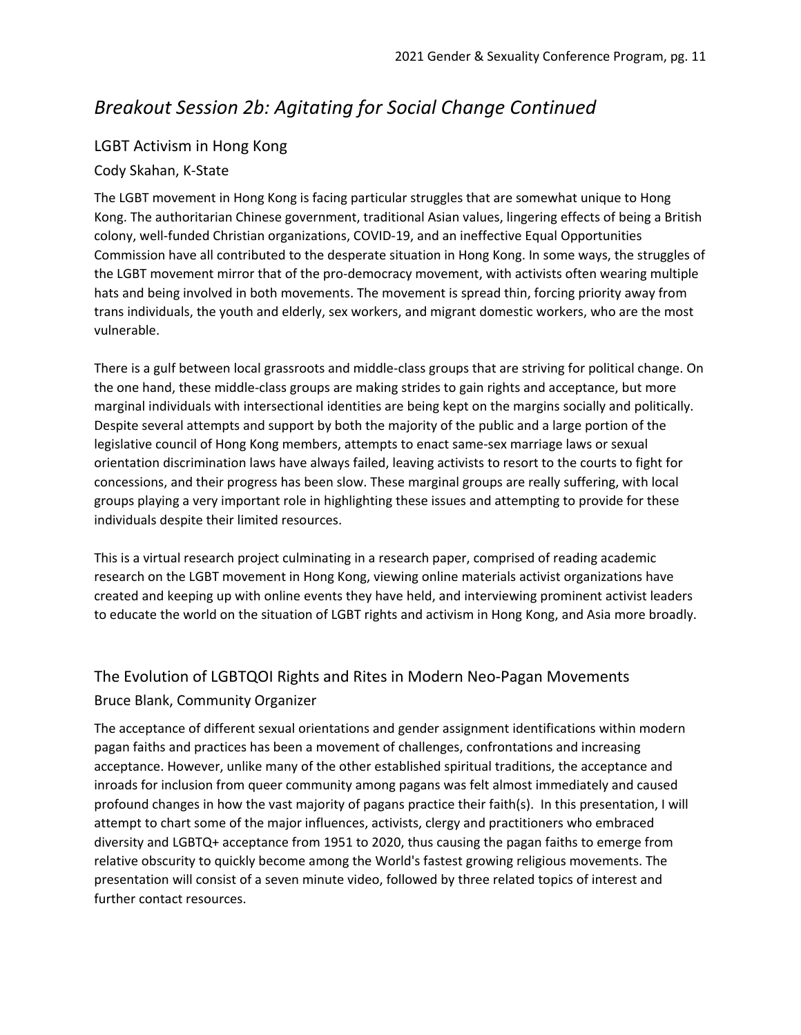# *Breakout Session 2b: Agitating for Social Change Continued*

## LGBT Activism in Hong Kong

### Cody Skahan, K-State

The LGBT movement in Hong Kong is facing particular struggles that are somewhat unique to Hong Kong. The authoritarian Chinese government, traditional Asian values, lingering effects of being a British colony, well-funded Christian organizations, COVID-19, and an ineffective Equal Opportunities Commission have all contributed to the desperate situation in Hong Kong. In some ways, the struggles of the LGBT movement mirror that of the pro-democracy movement, with activists often wearing multiple hats and being involved in both movements. The movement is spread thin, forcing priority away from trans individuals, the youth and elderly, sex workers, and migrant domestic workers, who are the most vulnerable.

There is a gulf between local grassroots and middle-class groups that are striving for political change. On the one hand, these middle-class groups are making strides to gain rights and acceptance, but more marginal individuals with intersectional identities are being kept on the margins socially and politically. Despite several attempts and support by both the majority of the public and a large portion of the legislative council of Hong Kong members, attempts to enact same-sex marriage laws or sexual orientation discrimination laws have always failed, leaving activists to resort to the courts to fight for concessions, and their progress has been slow. These marginal groups are really suffering, with local groups playing a very important role in highlighting these issues and attempting to provide for these individuals despite their limited resources.

This is a virtual research project culminating in a research paper, comprised of reading academic research on the LGBT movement in Hong Kong, viewing online materials activist organizations have created and keeping up with online events they have held, and interviewing prominent activist leaders to educate the world on the situation of LGBT rights and activism in Hong Kong, and Asia more broadly.

## The Evolution of LGBTQOI Rights and Rites in Modern Neo-Pagan Movements

### Bruce Blank, Community Organizer

The acceptance of different sexual orientations and gender assignment identifications within modern pagan faiths and practices has been a movement of challenges, confrontations and increasing acceptance. However, unlike many of the other established spiritual traditions, the acceptance and inroads for inclusion from queer community among pagans was felt almost immediately and caused profound changes in how the vast majority of pagans practice their faith(s). In this presentation, I will attempt to chart some of the major influences, activists, clergy and practitioners who embraced diversity and LGBTQ+ acceptance from 1951 to 2020, thus causing the pagan faiths to emerge from relative obscurity to quickly become among the World's fastest growing religious movements. The presentation will consist of a seven minute video, followed by three related topics of interest and further contact resources.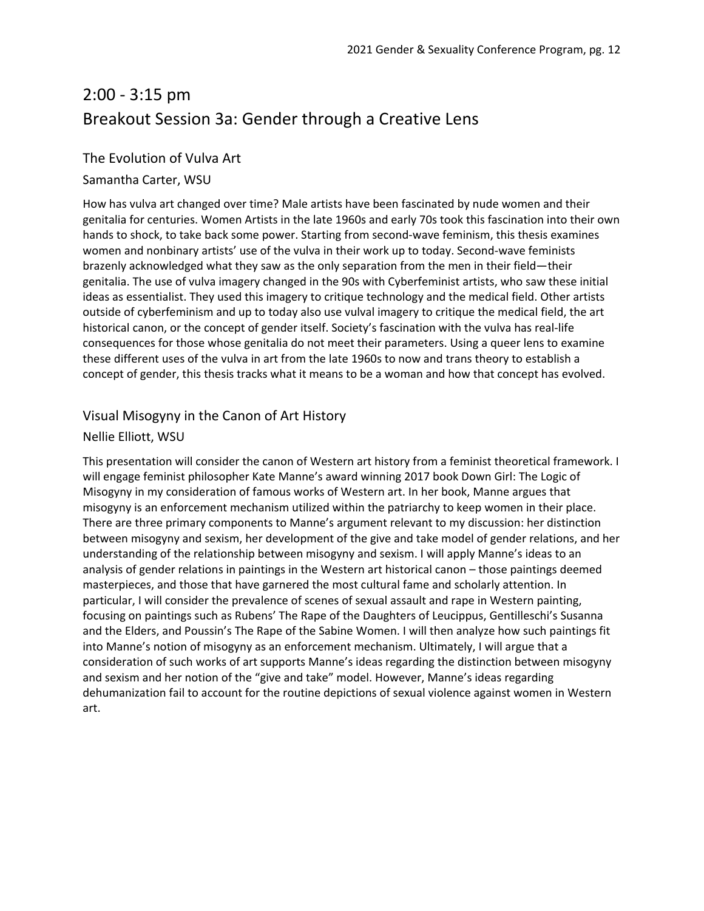## 2:00 - 3:15 pm
## Breakout Session 3a: Gender through a Creative Lens

### The Evolution of Vulva Art

#### Samantha Carter, WSU

How has vulva art changed over time? Male artists have been fascinated by nude women and their genitalia for centuries. Women Artists in the late 1960s and early 70s took this fascination into their own hands to shock, to take back some power. Starting from second-wave feminism, this thesis examines women and nonbinary artists' use of the vulva in their work up to today. Second-wave feminists brazenly acknowledged what they saw as the only separation from the men in their field—their genitalia. The use of vulva imagery changed in the 90s with Cyberfeminist artists, who saw these initial ideas as essentialist. They used this imagery to critique technology and the medical field. Other artists outside of cyberfeminism and up to today also use vulval imagery to critique the medical field, the art historical canon, or the concept of gender itself. Society's fascination with the vulva has real-life consequences for those whose genitalia do not meet their parameters. Using a queer lens to examine these different uses of the vulva in art from the late 1960s to now and trans theory to establish a concept of gender, this thesis tracks what it means to be a woman and how that concept has evolved.

### Visual Misogyny in the Canon of Art History

#### Nellie Elliott, WSU

This presentation will consider the canon of Western art history from a feminist theoretical framework. I will engage feminist philosopher Kate Manne's award winning 2017 book Down Girl: The Logic of Misogyny in my consideration of famous works of Western art. In her book, Manne argues that misogyny is an enforcement mechanism utilized within the patriarchy to keep women in their place. There are three primary components to Manne's argument relevant to my discussion: her distinction between misogyny and sexism, her development of the give and take model of gender relations, and her understanding of the relationship between misogyny and sexism. I will apply Manne's ideas to an analysis of gender relations in paintings in the Western art historical canon – those paintings deemed masterpieces, and those that have garnered the most cultural fame and scholarly attention. In particular, I will consider the prevalence of scenes of sexual assault and rape in Western painting, focusing on paintings such as Rubens' The Rape of the Daughters of Leucippus, Gentilleschi's Susanna and the Elders, and Poussin's The Rape of the Sabine Women. I will then analyze how such paintings fit into Manne's notion of misogyny as an enforcement mechanism. Ultimately, I will argue that a consideration of such works of art supports Manne's ideas regarding the distinction between misogyny and sexism and her notion of the "give and take" model. However, Manne's ideas regarding dehumanization fail to account for the routine depictions of sexual violence against women in Western art.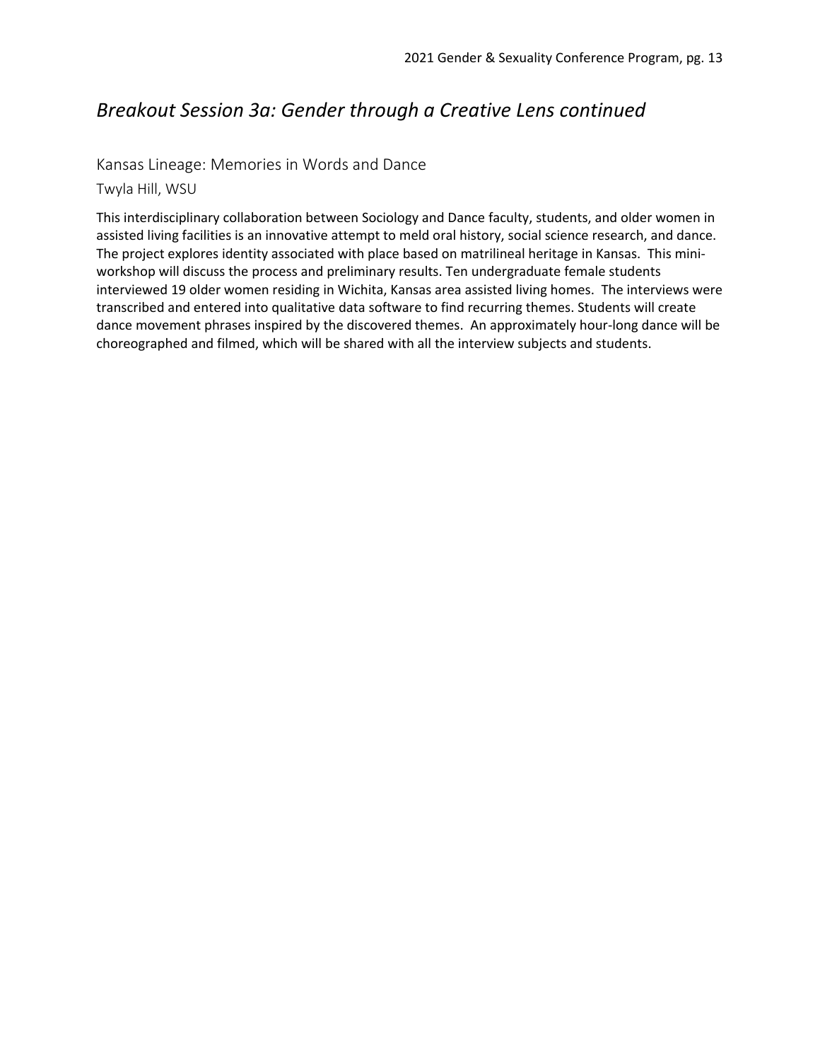## *Breakout Session 3a: Gender through a Creative Lens continued*

### Kansas Lineage: Memories in Words and Dance

Twyla Hill, WSU

This interdisciplinary collaboration between Sociology and Dance faculty, students, and older women in assisted living facilities is an innovative attempt to meld oral history, social science research, and dance. The project explores identity associated with place based on matrilineal heritage in Kansas. This mini-workshop will discuss the process and preliminary results. Ten undergraduate female students interviewed 19 older women residing in Wichita, Kansas area assisted living homes. The interviews were transcribed and entered into qualitative data software to find recurring themes. Students will create dance movement phrases inspired by the discovered themes. An approximately hour-long dance will be choreographed and filmed, which will be shared with all the interview subjects and students.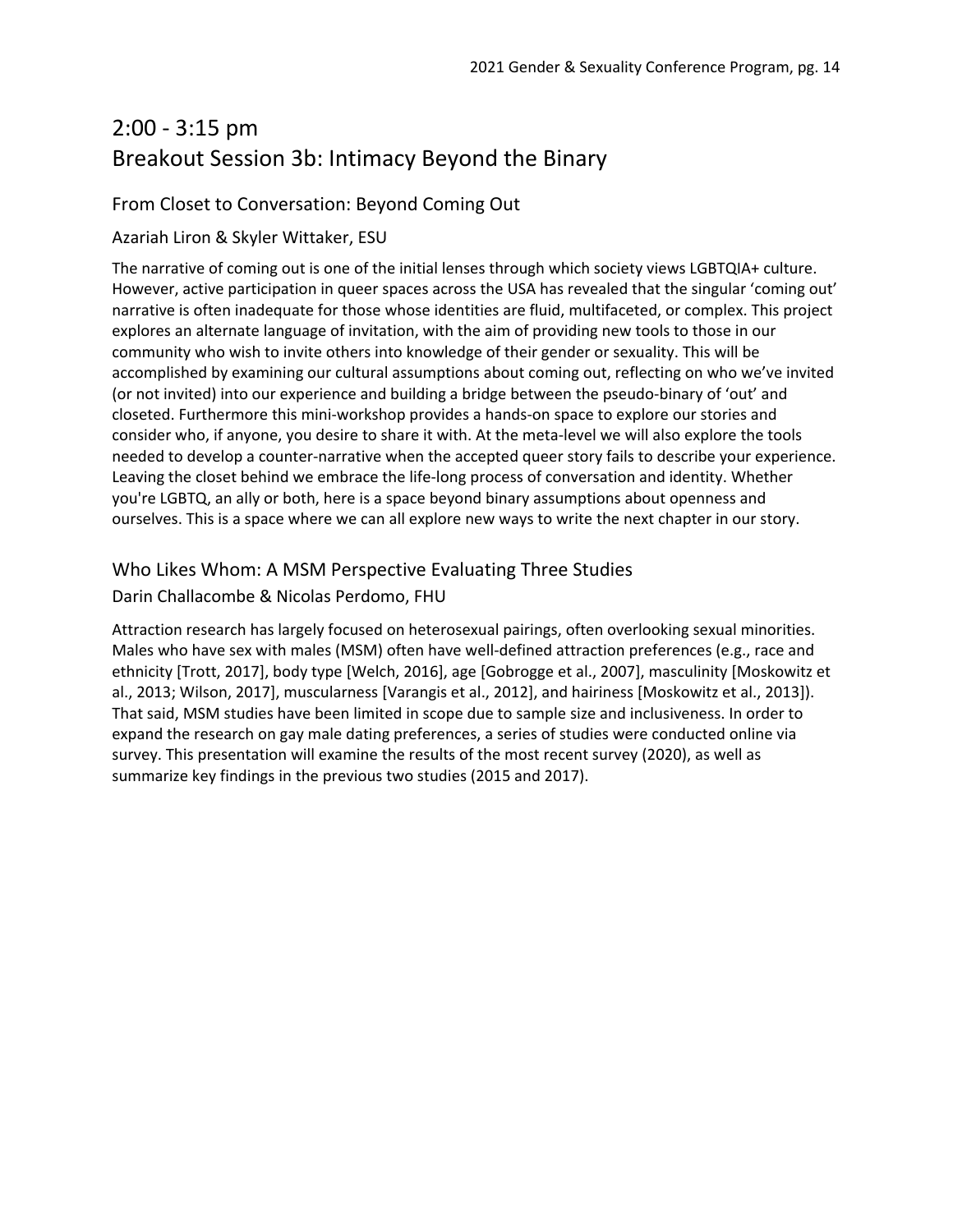## 2:00 - 3:15 pm
## Breakout Session 3b: Intimacy Beyond the Binary

### From Closet to Conversation: Beyond Coming Out

Azariah Liron & Skyler Wittaker, ESU

The narrative of coming out is one of the initial lenses through which society views LGBTQIA+ culture. However, active participation in queer spaces across the USA has revealed that the singular 'coming out' narrative is often inadequate for those whose identities are fluid, multifaceted, or complex. This project explores an alternate language of invitation, with the aim of providing new tools to those in our community who wish to invite others into knowledge of their gender or sexuality. This will be accomplished by examining our cultural assumptions about coming out, reflecting on who we've invited (or not invited) into our experience and building a bridge between the pseudo-binary of 'out' and closeted. Furthermore this mini-workshop provides a hands-on space to explore our stories and consider who, if anyone, you desire to share it with. At the meta-level we will also explore the tools needed to develop a counter-narrative when the accepted queer story fails to describe your experience. Leaving the closet behind we embrace the life-long process of conversation and identity. Whether you're LGBTQ, an ally or both, here is a space beyond binary assumptions about openness and ourselves. This is a space where we can all explore new ways to write the next chapter in our story.

### Who Likes Whom: A MSM Perspective Evaluating Three Studies

Darin Challacombe & Nicolas Perdomo, FHU

Attraction research has largely focused on heterosexual pairings, often overlooking sexual minorities. Males who have sex with males (MSM) often have well-defined attraction preferences (e.g., race and ethnicity [Trott, 2017], body type [Welch, 2016], age [Gobrogge et al., 2007], masculinity [Moskowitz et al., 2013; Wilson, 2017], muscularness [Varangis et al., 2012], and hairiness [Moskowitz et al., 2013]). That said, MSM studies have been limited in scope due to sample size and inclusiveness. In order to expand the research on gay male dating preferences, a series of studies were conducted online via survey. This presentation will examine the results of the most recent survey (2020), as well as summarize key findings in the previous two studies (2015 and 2017).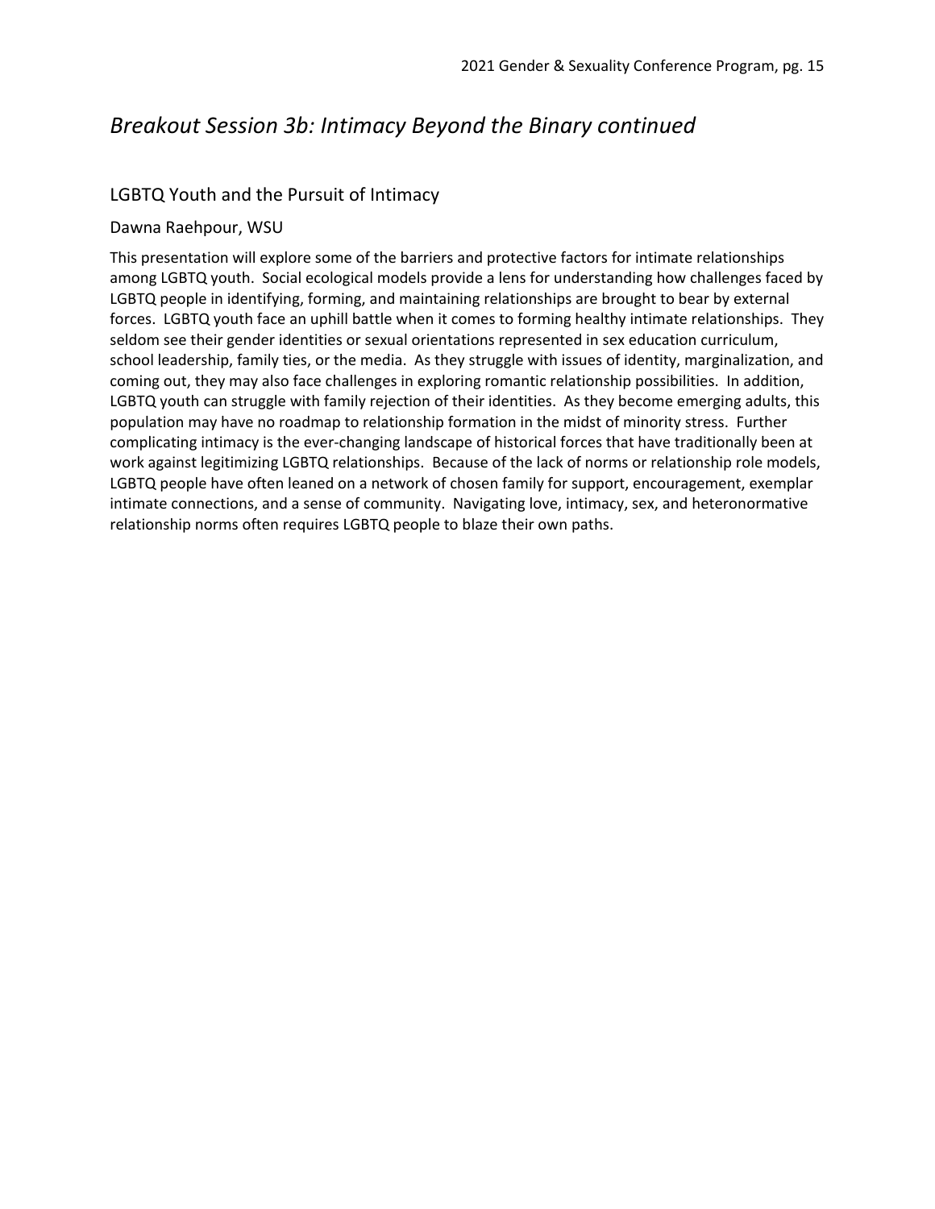## *Breakout Session 3b: Intimacy Beyond the Binary continued*

### LGBTQ Youth and the Pursuit of Intimacy

Dawna Raehpour, WSU

This presentation will explore some of the barriers and protective factors for intimate relationships among LGBTQ youth. Social ecological models provide a lens for understanding how challenges faced by LGBTQ people in identifying, forming, and maintaining relationships are brought to bear by external forces. LGBTQ youth face an uphill battle when it comes to forming healthy intimate relationships. They seldom see their gender identities or sexual orientations represented in sex education curriculum, school leadership, family ties, or the media. As they struggle with issues of identity, marginalization, and coming out, they may also face challenges in exploring romantic relationship possibilities. In addition, LGBTQ youth can struggle with family rejection of their identities. As they become emerging adults, this population may have no roadmap to relationship formation in the midst of minority stress. Further complicating intimacy is the ever-changing landscape of historical forces that have traditionally been at work against legitimizing LGBTQ relationships. Because of the lack of norms or relationship role models, LGBTQ people have often leaned on a network of chosen family for support, encouragement, exemplar intimate connections, and a sense of community. Navigating love, intimacy, sex, and heteronormative relationship norms often requires LGBTQ people to blaze their own paths.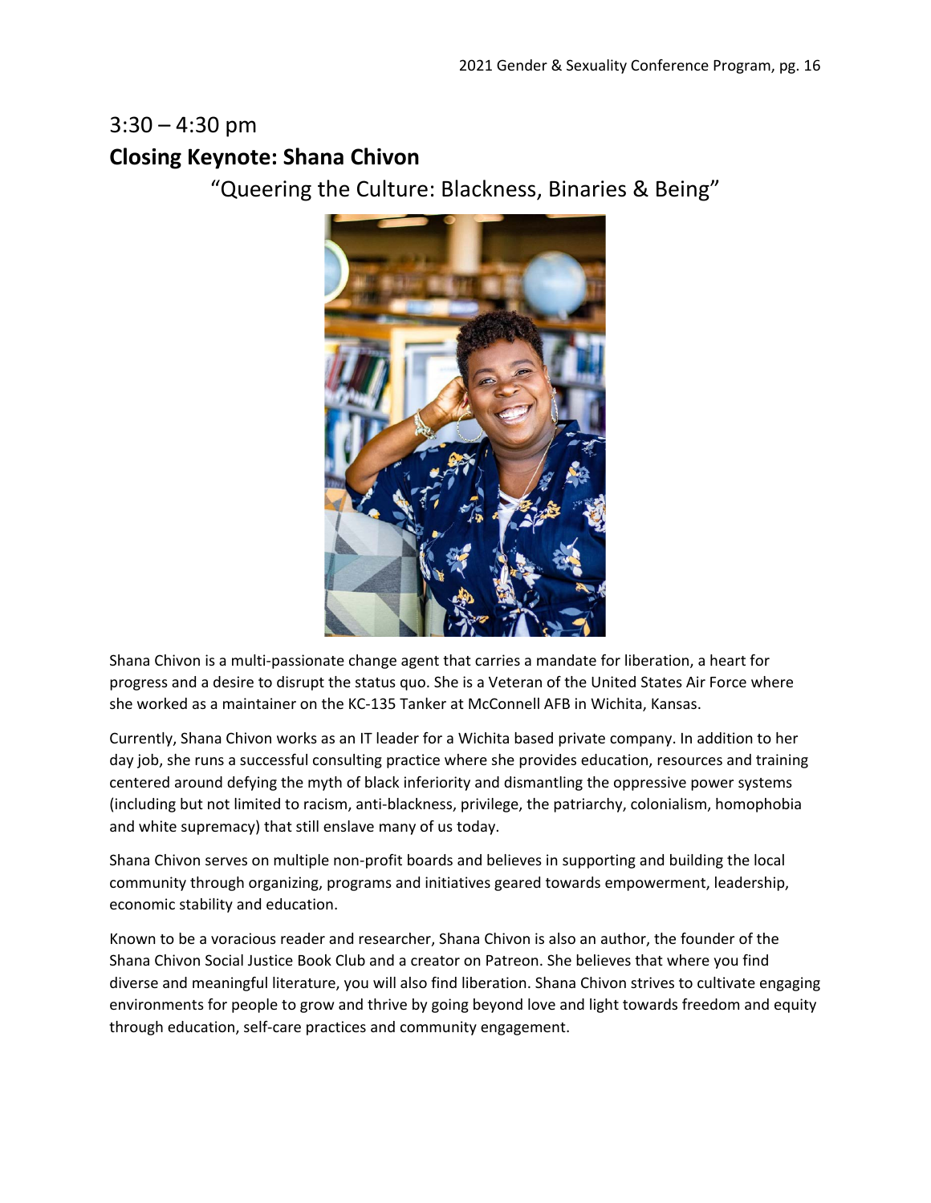3:30 – 4:30 pm

## Closing Keynote: Shana Chivon

"Queering the Culture: Blackness, Binaries & Being"

Shana Chivon is a multi-passionate change agent that carries a mandate for liberation, a heart for progress and a desire to disrupt the status quo. She is a Veteran of the United States Air Force where she worked as a maintainer on the KC-135 Tanker at McConnell AFB in Wichita, Kansas.

Currently, Shana Chivon works as an IT leader for a Wichita based private company. In addition to her day job, she runs a successful consulting practice where she provides education, resources and training centered around defying the myth of black inferiority and dismantling the oppressive power systems (including but not limited to racism, anti-blackness, privilege, the patriarchy, colonialism, homophobia and white supremacy) that still enslave many of us today.

Shana Chivon serves on multiple non-profit boards and believes in supporting and building the local community through organizing, programs and initiatives geared towards empowerment, leadership, economic stability and education.

Known to be a voracious reader and researcher, Shana Chivon is also an author, the founder of the Shana Chivon Social Justice Book Club and a creator on Patreon. She believes that where you find diverse and meaningful literature, you will also find liberation. Shana Chivon strives to cultivate engaging environments for people to grow and thrive by going beyond love and light towards freedom and equity through education, self-care practices and community engagement.